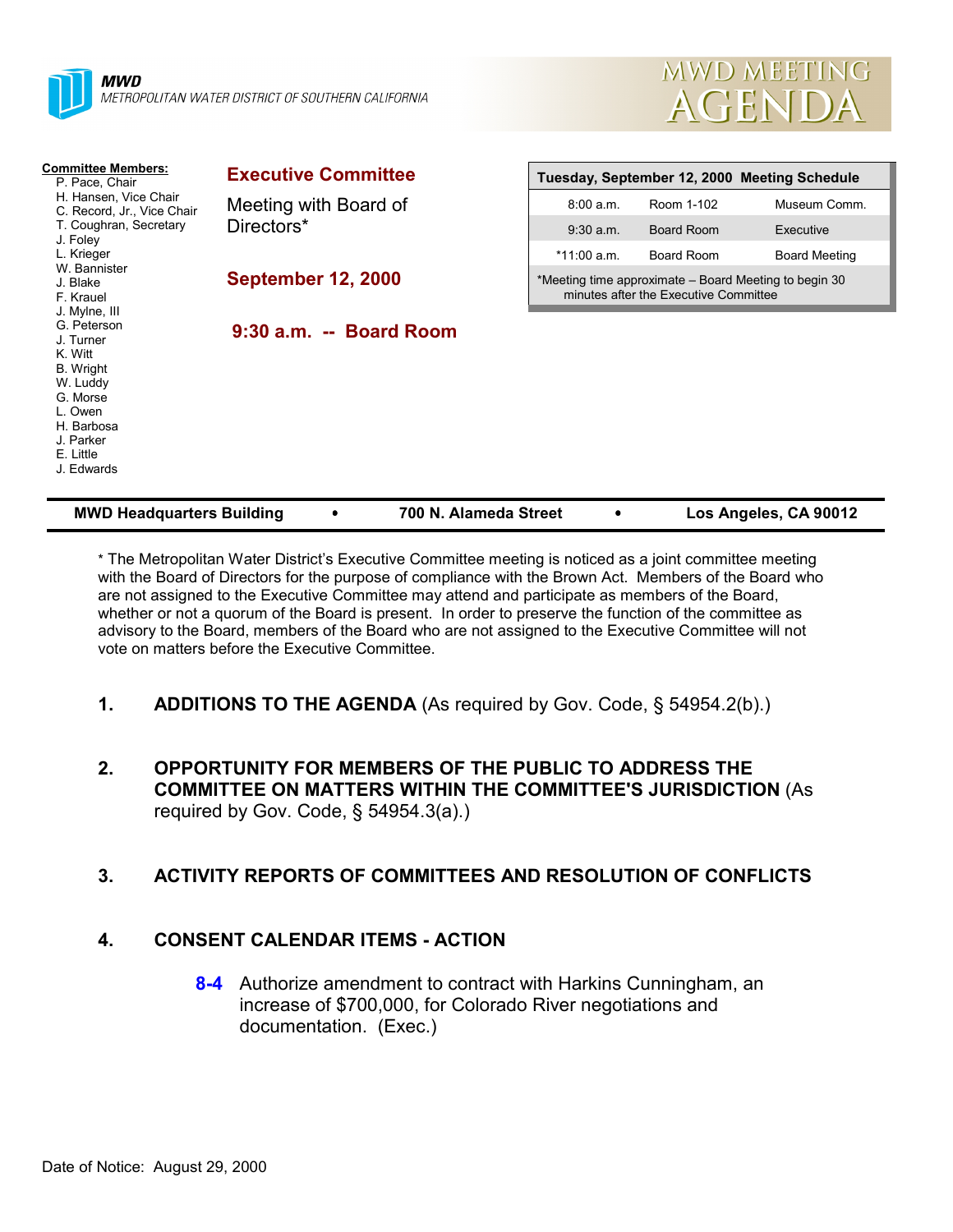**MWD**
*METROPOLITAN WATER DISTRICT OF SOUTHERN CALIFORNIA*

# MWD MEETING AGENDA

**Committee Members:**
- P. Pace, Chair
- H. Hansen, Vice Chair
- C. Record, Jr., Vice Chair
- T. Coughran, Secretary
- J. Foley
- L. Krieger
- W. Bannister
- J. Blake
- F. Krauel
- J. Mylne, III
- G. Peterson
- J. Turner
- K. Witt
- B. Wright
- W. Luddy
- G. Morse
- L. Owen
- H. Barbosa
- J. Parker
- E. Little
- J. Edwards

## Executive Committee

Meeting with Board of Directors*

## September 12, 2000

## 9:30 a.m. -- Board Room

| Tuesday, September 12, 2000 Meeting Schedule | | |
|---|---|---|
| 8:00 a.m. | Room 1-102 | Museum Comm. |
| 9:30 a.m. | Board Room | Executive |
| *11:00 a.m. | Board Room | Board Meeting |
| *Meeting time approximate – Board Meeting to begin 30 minutes after the Executive Committee | | |

**MWD Headquarters Building • 700 N. Alameda Street • Los Angeles, CA 90012**

* The Metropolitan Water District's Executive Committee meeting is noticed as a joint committee meeting with the Board of Directors for the purpose of compliance with the Brown Act. Members of the Board who are not assigned to the Executive Committee may attend and participate as members of the Board, whether or not a quorum of the Board is present. In order to preserve the function of the committee as advisory to the Board, members of the Board who are not assigned to the Executive Committee will not vote on matters before the Executive Committee.

1. **ADDITIONS TO THE AGENDA** (As required by Gov. Code, § 54954.2(b).)

2. **OPPORTUNITY FOR MEMBERS OF THE PUBLIC TO ADDRESS THE COMMITTEE ON MATTERS WITHIN THE COMMITTEE'S JURISDICTION** (As required by Gov. Code, § 54954.3(a).)

3. **ACTIVITY REPORTS OF COMMITTEES AND RESOLUTION OF CONFLICTS**

4. **CONSENT CALENDAR ITEMS - ACTION**

   **8-4** Authorize amendment to contract with Harkins Cunningham, an increase of $700,000, for Colorado River negotiations and documentation. (Exec.)

Date of Notice: August 29, 2000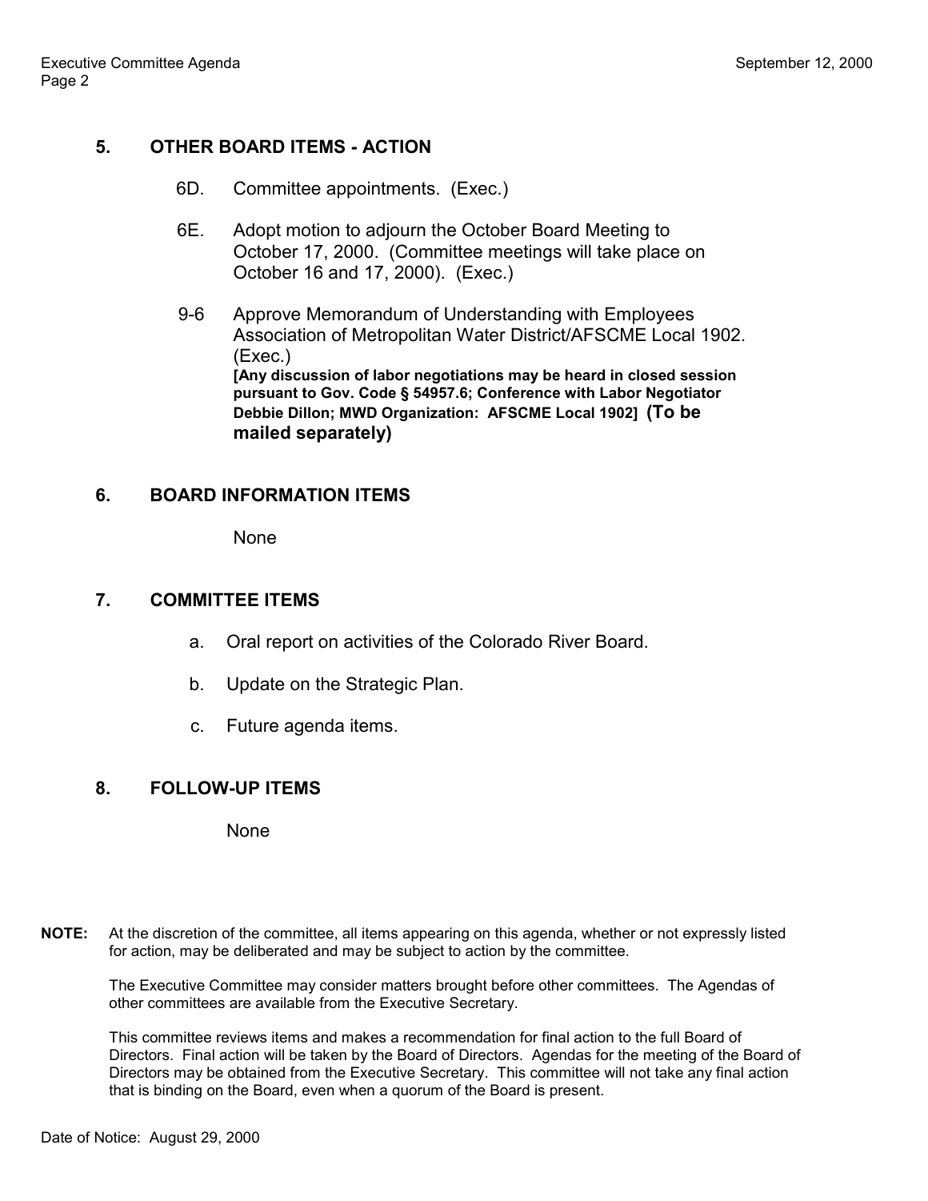## 5. OTHER BOARD ITEMS - ACTION

6D. Committee appointments. (Exec.)

6E. Adopt motion to adjourn the October Board Meeting to October 17, 2000. (Committee meetings will take place on October 16 and 17, 2000). (Exec.)

9-6 Approve Memorandum of Understanding with Employees Association of Metropolitan Water District/AFSCME Local 1902. (Exec.)
**[Any discussion of labor negotiations may be heard in closed session pursuant to Gov. Code § 54957.6; Conference with Labor Negotiator Debbie Dillon; MWD Organization: AFSCME Local 1902] (To be mailed separately)**

## 6. BOARD INFORMATION ITEMS

None

## 7. COMMITTEE ITEMS

a. Oral report on activities of the Colorado River Board.

b. Update on the Strategic Plan.

c. Future agenda items.

## 8. FOLLOW-UP ITEMS

None

**NOTE:** At the discretion of the committee, all items appearing on this agenda, whether or not expressly listed for action, may be deliberated and may be subject to action by the committee.

The Executive Committee may consider matters brought before other committees. The Agendas of other committees are available from the Executive Secretary.

This committee reviews items and makes a recommendation for final action to the full Board of Directors. Final action will be taken by the Board of Directors. Agendas for the meeting of the Board of Directors may be obtained from the Executive Secretary. This committee will not take any final action that is binding on the Board, even when a quorum of the Board is present.

Date of Notice: August 29, 2000